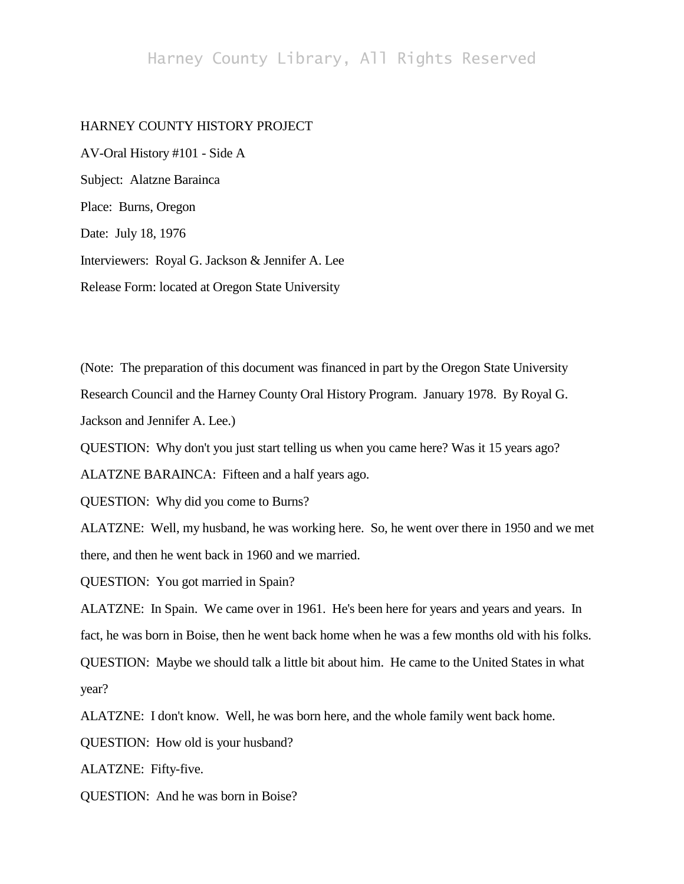HARNEY COUNTY HISTORY PROJECT

AV-Oral History #101 - Side A

Subject: Alatzne Barainca

Place: Burns, Oregon

Date: July 18, 1976

Interviewers: Royal G. Jackson & Jennifer A. Lee

Release Form: located at Oregon State University

(Note: The preparation of this document was financed in part by the Oregon State University Research Council and the Harney County Oral History Program. January 1978. By Royal G. Jackson and Jennifer A. Lee.)

QUESTION: Why don't you just start telling us when you came here? Was it 15 years ago?

ALATZNE BARAINCA: Fifteen and a half years ago.

QUESTION: Why did you come to Burns?

ALATZNE: Well, my husband, he was working here. So, he went over there in 1950 and we met there, and then he went back in 1960 and we married.

QUESTION: You got married in Spain?

ALATZNE: In Spain. We came over in 1961. He's been here for years and years and years. In fact, he was born in Boise, then he went back home when he was a few months old with his folks.

QUESTION: Maybe we should talk a little bit about him. He came to the United States in what year?

ALATZNE: I don't know. Well, he was born here, and the whole family went back home.

QUESTION: How old is your husband?

ALATZNE: Fifty-five.

QUESTION: And he was born in Boise?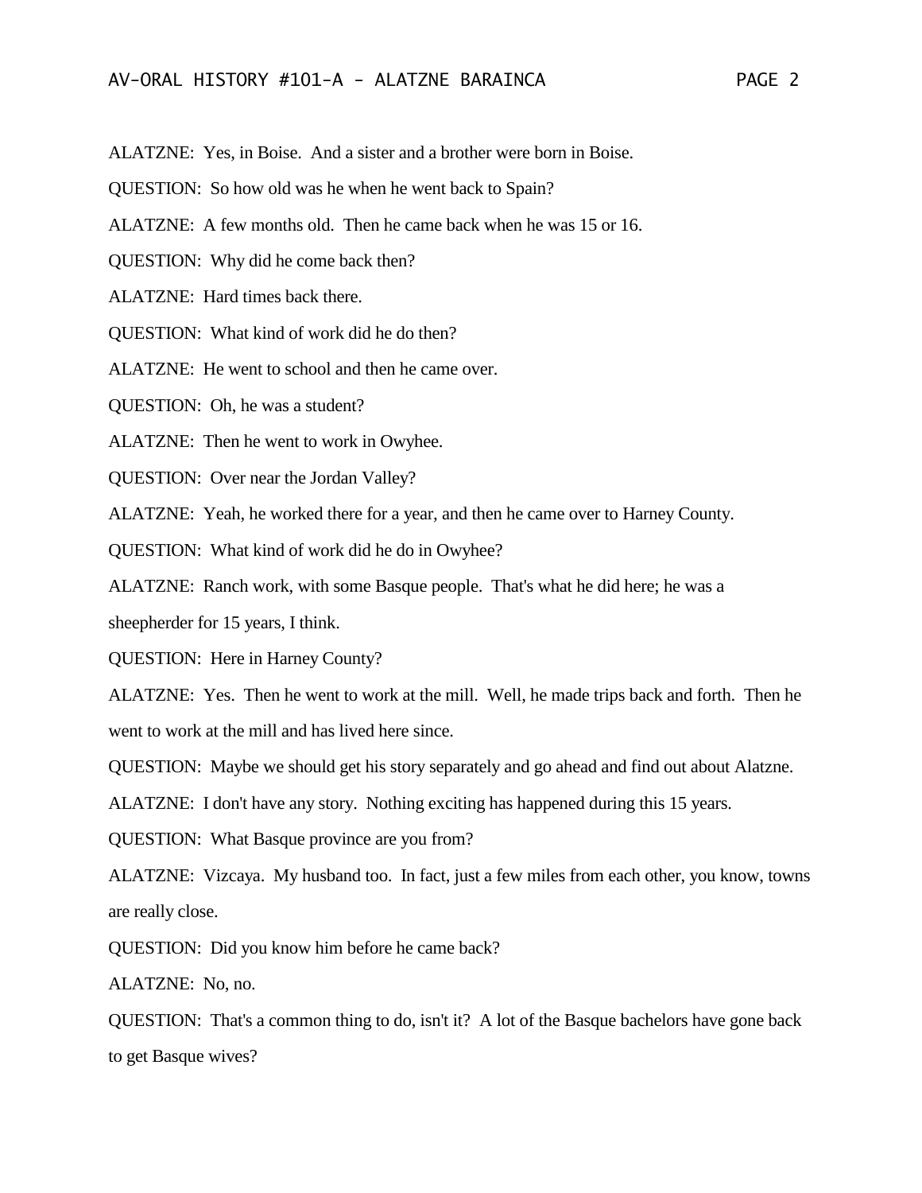ALATZNE: Yes, in Boise. And a sister and a brother were born in Boise.

QUESTION: So how old was he when he went back to Spain?

ALATZNE: A few months old. Then he came back when he was 15 or 16.

QUESTION: Why did he come back then?

ALATZNE: Hard times back there.

QUESTION: What kind of work did he do then?

ALATZNE: He went to school and then he came over.

QUESTION: Oh, he was a student?

ALATZNE: Then he went to work in Owyhee.

QUESTION: Over near the Jordan Valley?

ALATZNE: Yeah, he worked there for a year, and then he came over to Harney County.

QUESTION: What kind of work did he do in Owyhee?

ALATZNE: Ranch work, with some Basque people. That's what he did here; he was a sheepherder for 15 years, I think.

QUESTION: Here in Harney County?

ALATZNE: Yes. Then he went to work at the mill. Well, he made trips back and forth. Then he went to work at the mill and has lived here since.

QUESTION: Maybe we should get his story separately and go ahead and find out about Alatzne.

ALATZNE: I don't have any story. Nothing exciting has happened during this 15 years.

QUESTION: What Basque province are you from?

ALATZNE: Vizcaya. My husband too. In fact, just a few miles from each other, you know, towns are really close.

QUESTION: Did you know him before he came back?

ALATZNE: No, no.

QUESTION: That's a common thing to do, isn't it? A lot of the Basque bachelors have gone back to get Basque wives?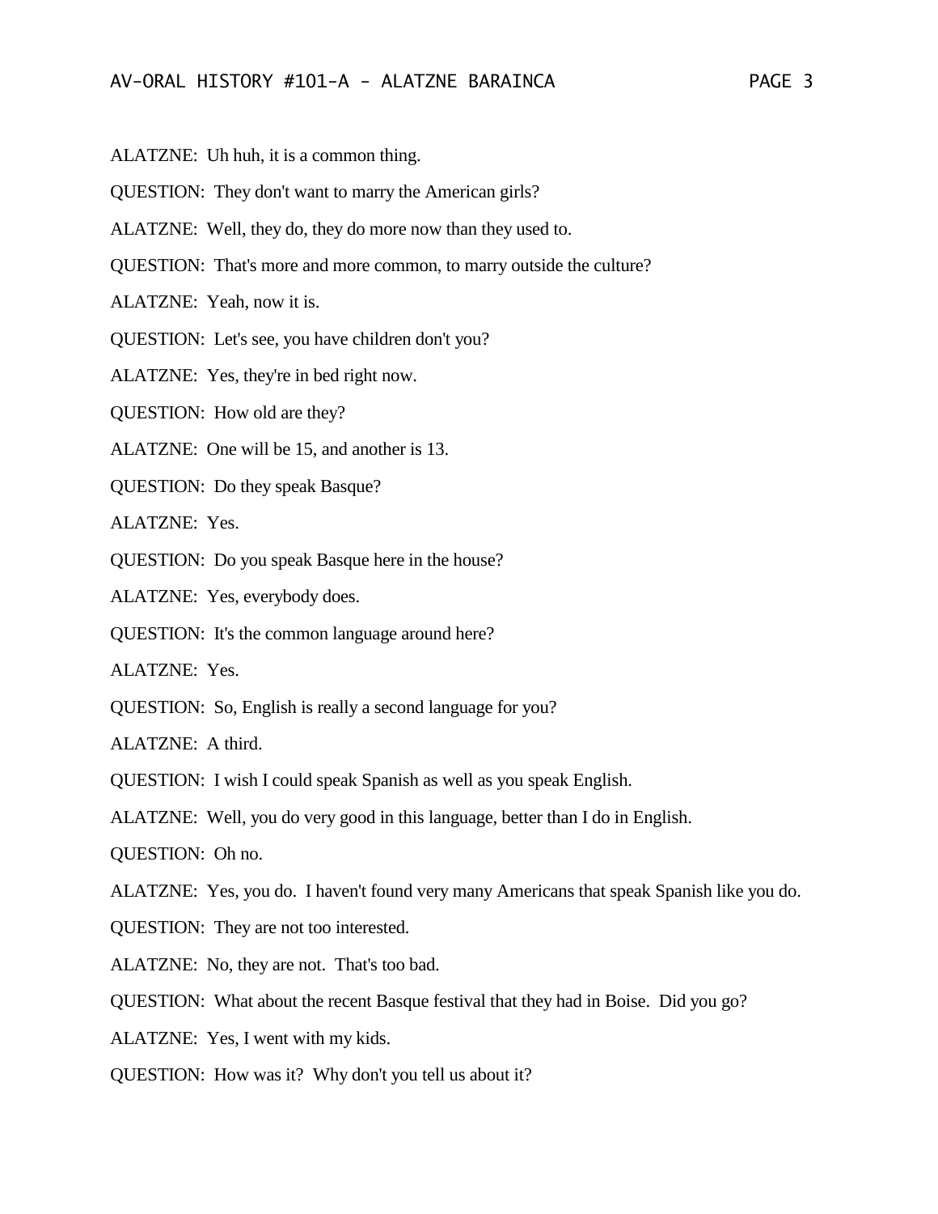ALATZNE: Uh huh, it is a common thing.

QUESTION: They don't want to marry the American girls?

ALATZNE: Well, they do, they do more now than they used to.

QUESTION: That's more and more common, to marry outside the culture?

ALATZNE: Yeah, now it is.

QUESTION: Let's see, you have children don't you?

ALATZNE: Yes, they're in bed right now.

QUESTION: How old are they?

ALATZNE: One will be 15, and another is 13.

QUESTION: Do they speak Basque?

ALATZNE: Yes.

QUESTION: Do you speak Basque here in the house?

ALATZNE: Yes, everybody does.

QUESTION: It's the common language around here?

ALATZNE: Yes.

QUESTION: So, English is really a second language for you?

ALATZNE: A third.

QUESTION: I wish I could speak Spanish as well as you speak English.

ALATZNE: Well, you do very good in this language, better than I do in English.

QUESTION: Oh no.

ALATZNE: Yes, you do. I haven't found very many Americans that speak Spanish like you do.

QUESTION: They are not too interested.

ALATZNE: No, they are not. That's too bad.

QUESTION: What about the recent Basque festival that they had in Boise. Did you go?

ALATZNE: Yes, I went with my kids.

QUESTION: How was it? Why don't you tell us about it?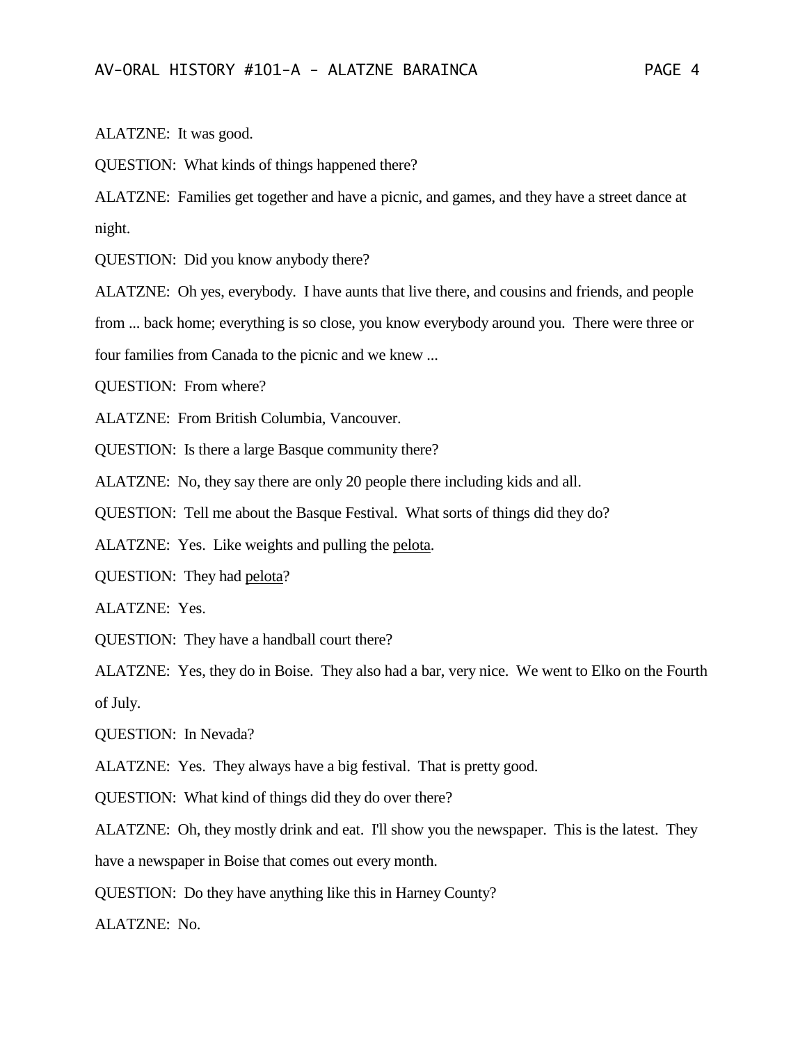ALATZNE: It was good.

QUESTION: What kinds of things happened there?

ALATZNE: Families get together and have a picnic, and games, and they have a street dance at night.

QUESTION: Did you know anybody there?

ALATZNE: Oh yes, everybody. I have aunts that live there, and cousins and friends, and people from ... back home; everything is so close, you know everybody around you. There were three or four families from Canada to the picnic and we knew ...

QUESTION: From where?

ALATZNE: From British Columbia, Vancouver.

QUESTION: Is there a large Basque community there?

ALATZNE: No, they say there are only 20 people there including kids and all.

QUESTION: Tell me about the Basque Festival. What sorts of things did they do?

ALATZNE: Yes. Like weights and pulling the pelota.

QUESTION: They had pelota?

ALATZNE: Yes.

QUESTION: They have a handball court there?

ALATZNE: Yes, they do in Boise. They also had a bar, very nice. We went to Elko on the Fourth of July.

QUESTION: In Nevada?

ALATZNE: Yes. They always have a big festival. That is pretty good.

QUESTION: What kind of things did they do over there?

ALATZNE: Oh, they mostly drink and eat. I'll show you the newspaper. This is the latest. They have a newspaper in Boise that comes out every month.

QUESTION: Do they have anything like this in Harney County?

ALATZNE: No.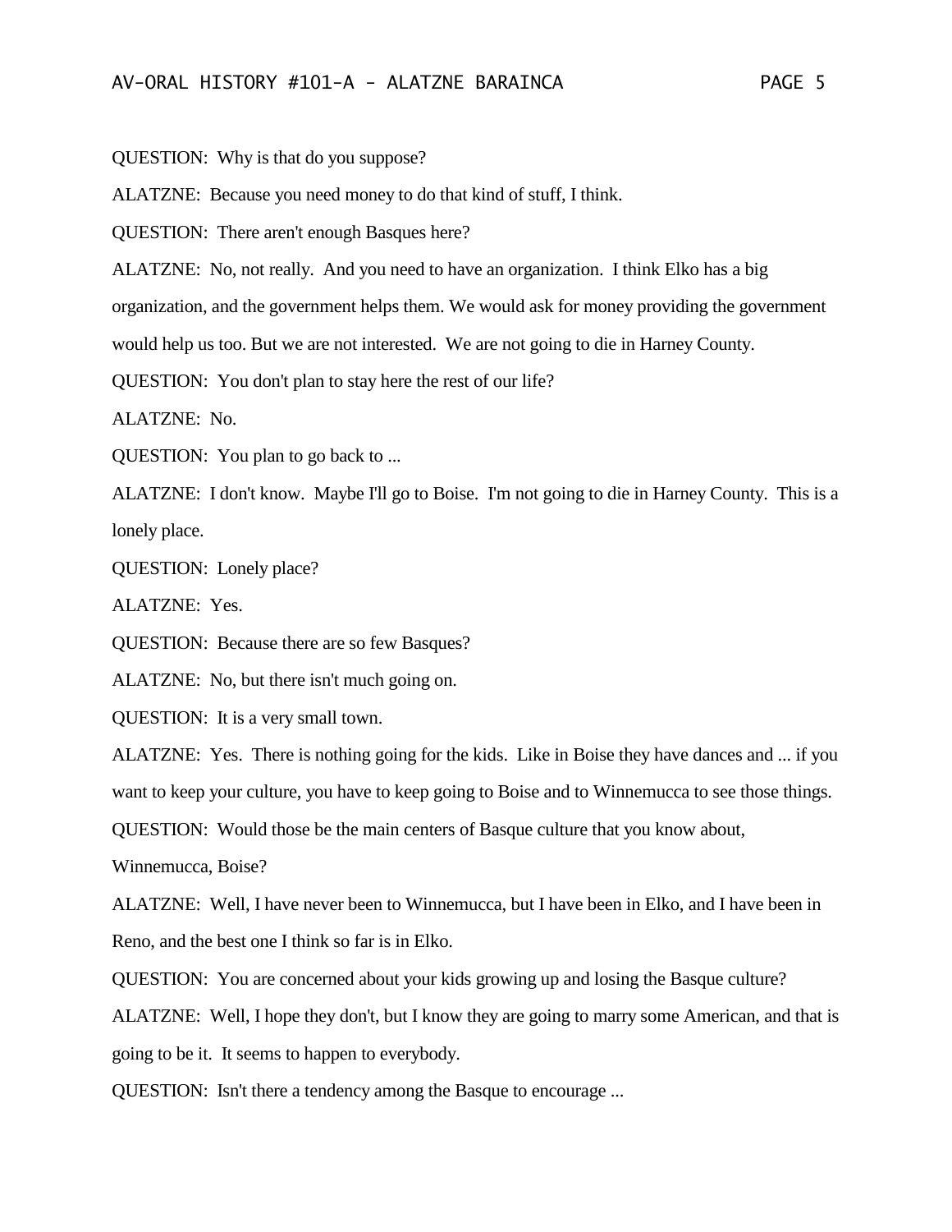QUESTION: Why is that do you suppose?

ALATZNE: Because you need money to do that kind of stuff, I think.

QUESTION: There aren't enough Basques here?

ALATZNE: No, not really. And you need to have an organization. I think Elko has a big organization, and the government helps them. We would ask for money providing the government would help us too. But we are not interested. We are not going to die in Harney County.

QUESTION: You don't plan to stay here the rest of our life?

ALATZNE: No.

QUESTION: You plan to go back to ...

ALATZNE: I don't know. Maybe I'll go to Boise. I'm not going to die in Harney County. This is a lonely place.

QUESTION: Lonely place?

ALATZNE: Yes.

QUESTION: Because there are so few Basques?

ALATZNE: No, but there isn't much going on.

QUESTION: It is a very small town.

ALATZNE: Yes. There is nothing going for the kids. Like in Boise they have dances and ... if you want to keep your culture, you have to keep going to Boise and to Winnemucca to see those things.

QUESTION: Would those be the main centers of Basque culture that you know about, Winnemucca, Boise?

ALATZNE: Well, I have never been to Winnemucca, but I have been in Elko, and I have been in Reno, and the best one I think so far is in Elko.

QUESTION: You are concerned about your kids growing up and losing the Basque culture?

ALATZNE: Well, I hope they don't, but I know they are going to marry some American, and that is going to be it. It seems to happen to everybody.

QUESTION: Isn't there a tendency among the Basque to encourage ...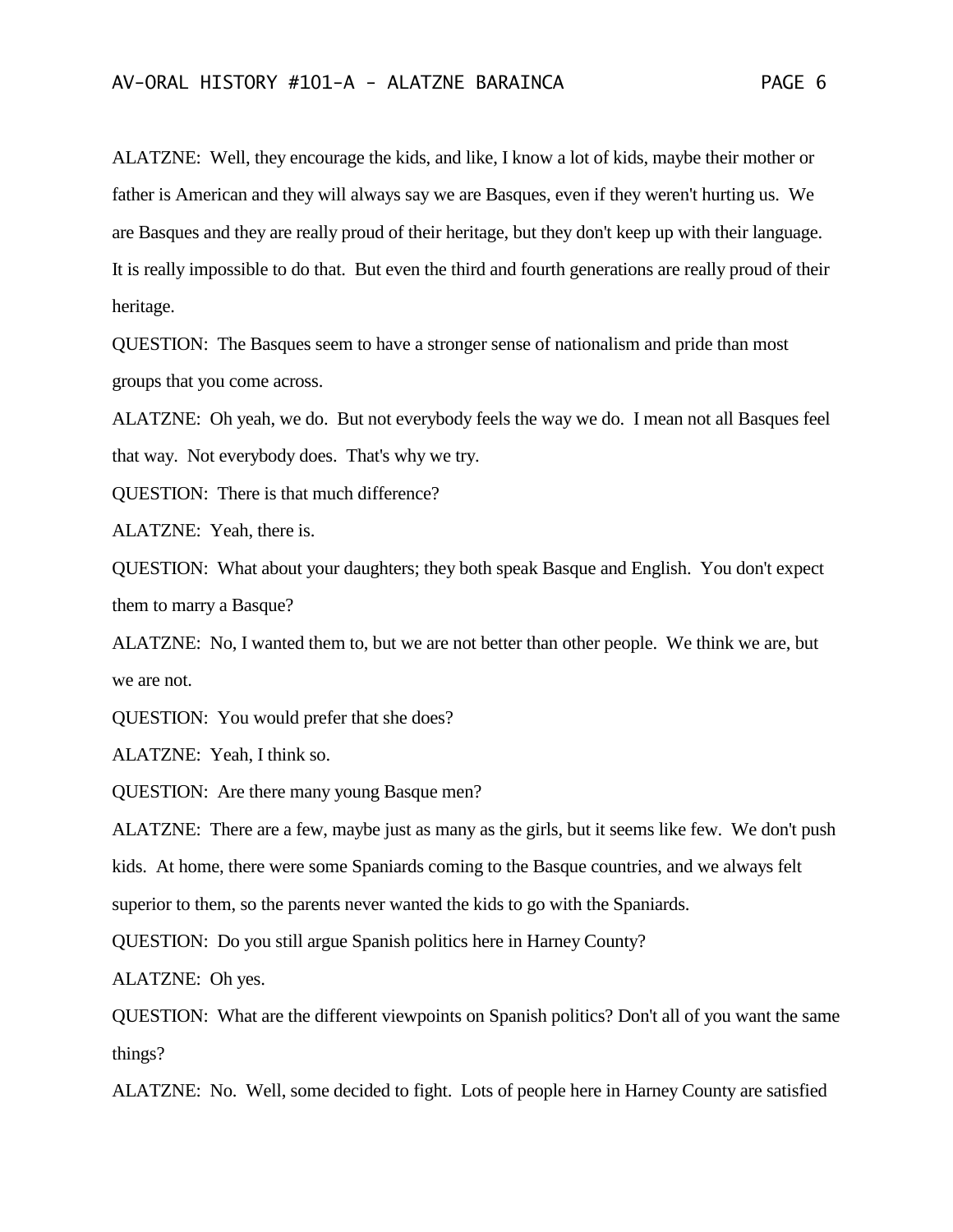ALATZNE: Well, they encourage the kids, and like, I know a lot of kids, maybe their mother or father is American and they will always say we are Basques, even if they weren't hurting us. We are Basques and they are really proud of their heritage, but they don't keep up with their language. It is really impossible to do that. But even the third and fourth generations are really proud of their heritage.

QUESTION: The Basques seem to have a stronger sense of nationalism and pride than most groups that you come across.

ALATZNE: Oh yeah, we do. But not everybody feels the way we do. I mean not all Basques feel that way. Not everybody does. That's why we try.

QUESTION: There is that much difference?

ALATZNE: Yeah, there is.

QUESTION: What about your daughters; they both speak Basque and English. You don't expect them to marry a Basque?

ALATZNE: No, I wanted them to, but we are not better than other people. We think we are, but we are not.

QUESTION: You would prefer that she does?

ALATZNE: Yeah, I think so.

QUESTION: Are there many young Basque men?

ALATZNE: There are a few, maybe just as many as the girls, but it seems like few. We don't push kids. At home, there were some Spaniards coming to the Basque countries, and we always felt superior to them, so the parents never wanted the kids to go with the Spaniards.

QUESTION: Do you still argue Spanish politics here in Harney County?

ALATZNE: Oh yes.

QUESTION: What are the different viewpoints on Spanish politics? Don't all of you want the same things?

ALATZNE: No. Well, some decided to fight. Lots of people here in Harney County are satisfied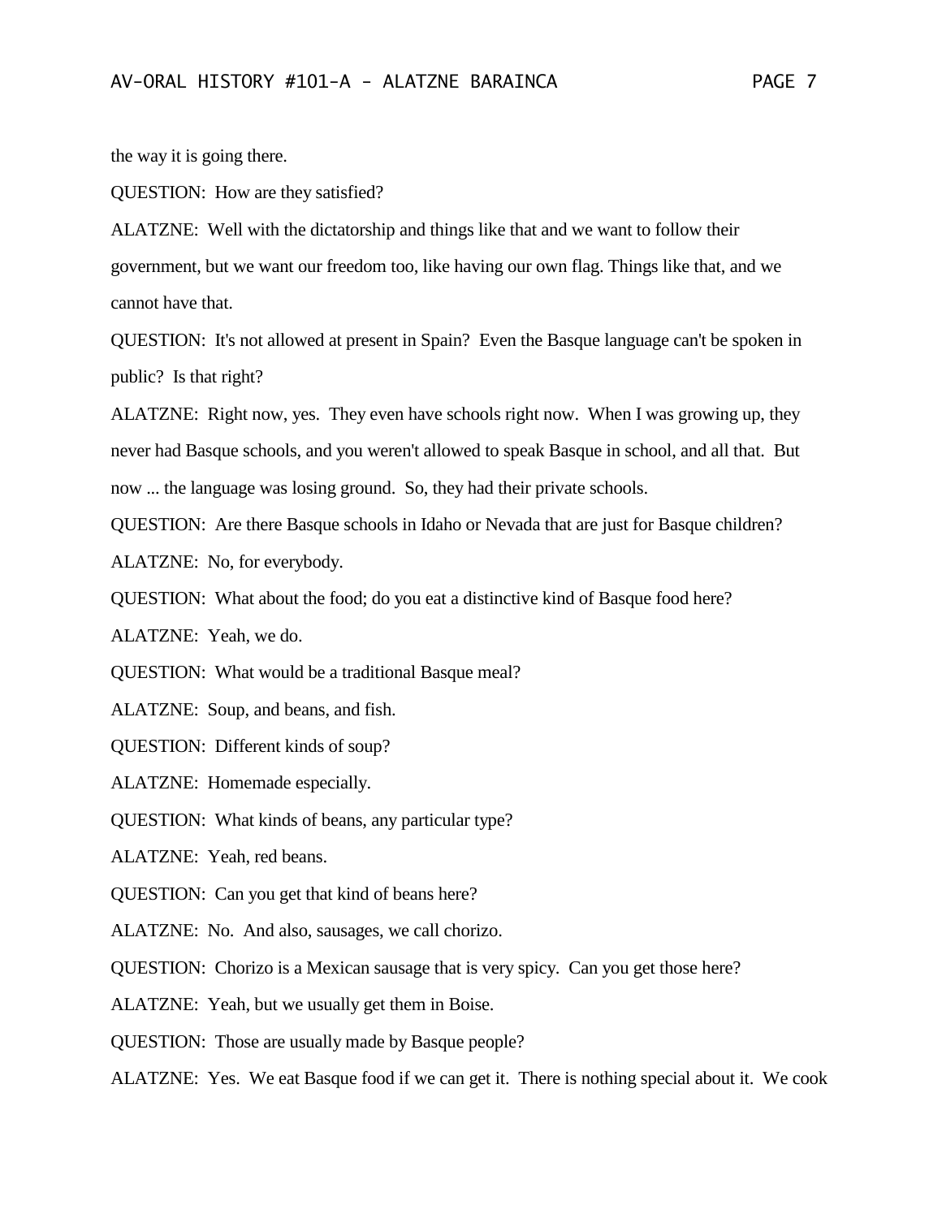the way it is going there.

QUESTION: How are they satisfied?

ALATZNE: Well with the dictatorship and things like that and we want to follow their government, but we want our freedom too, like having our own flag. Things like that, and we cannot have that.

QUESTION: It's not allowed at present in Spain? Even the Basque language can't be spoken in public? Is that right?

ALATZNE: Right now, yes. They even have schools right now. When I was growing up, they never had Basque schools, and you weren't allowed to speak Basque in school, and all that. But now ... the language was losing ground. So, they had their private schools.

QUESTION: Are there Basque schools in Idaho or Nevada that are just for Basque children?

ALATZNE: No, for everybody.

QUESTION: What about the food; do you eat a distinctive kind of Basque food here?

ALATZNE: Yeah, we do.

QUESTION: What would be a traditional Basque meal?

ALATZNE: Soup, and beans, and fish.

QUESTION: Different kinds of soup?

ALATZNE: Homemade especially.

QUESTION: What kinds of beans, any particular type?

ALATZNE: Yeah, red beans.

QUESTION: Can you get that kind of beans here?

ALATZNE: No. And also, sausages, we call chorizo.

QUESTION: Chorizo is a Mexican sausage that is very spicy. Can you get those here?

ALATZNE: Yeah, but we usually get them in Boise.

QUESTION: Those are usually made by Basque people?

ALATZNE: Yes. We eat Basque food if we can get it. There is nothing special about it. We cook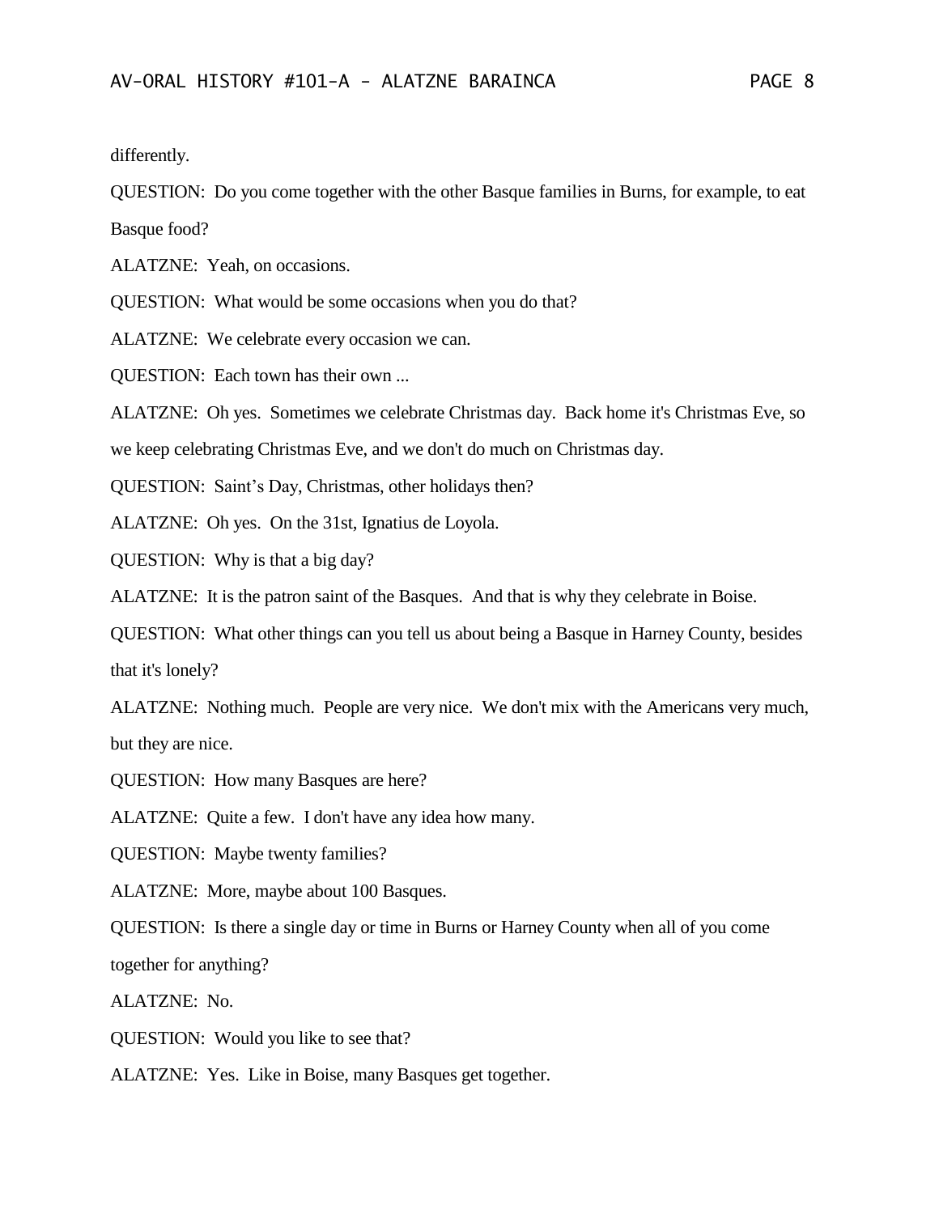differently.

QUESTION: Do you come together with the other Basque families in Burns, for example, to eat Basque food?

ALATZNE: Yeah, on occasions.

QUESTION: What would be some occasions when you do that?

ALATZNE: We celebrate every occasion we can.

QUESTION: Each town has their own ...

ALATZNE: Oh yes. Sometimes we celebrate Christmas day. Back home it's Christmas Eve, so we keep celebrating Christmas Eve, and we don't do much on Christmas day.

QUESTION: Saint's Day, Christmas, other holidays then?

ALATZNE: Oh yes. On the 31st, Ignatius de Loyola.

QUESTION: Why is that a big day?

ALATZNE: It is the patron saint of the Basques. And that is why they celebrate in Boise.

QUESTION: What other things can you tell us about being a Basque in Harney County, besides that it's lonely?

ALATZNE: Nothing much. People are very nice. We don't mix with the Americans very much, but they are nice.

QUESTION: How many Basques are here?

ALATZNE: Quite a few. I don't have any idea how many.

QUESTION: Maybe twenty families?

ALATZNE: More, maybe about 100 Basques.

QUESTION: Is there a single day or time in Burns or Harney County when all of you come together for anything?

ALATZNE: No.

QUESTION: Would you like to see that?

ALATZNE: Yes. Like in Boise, many Basques get together.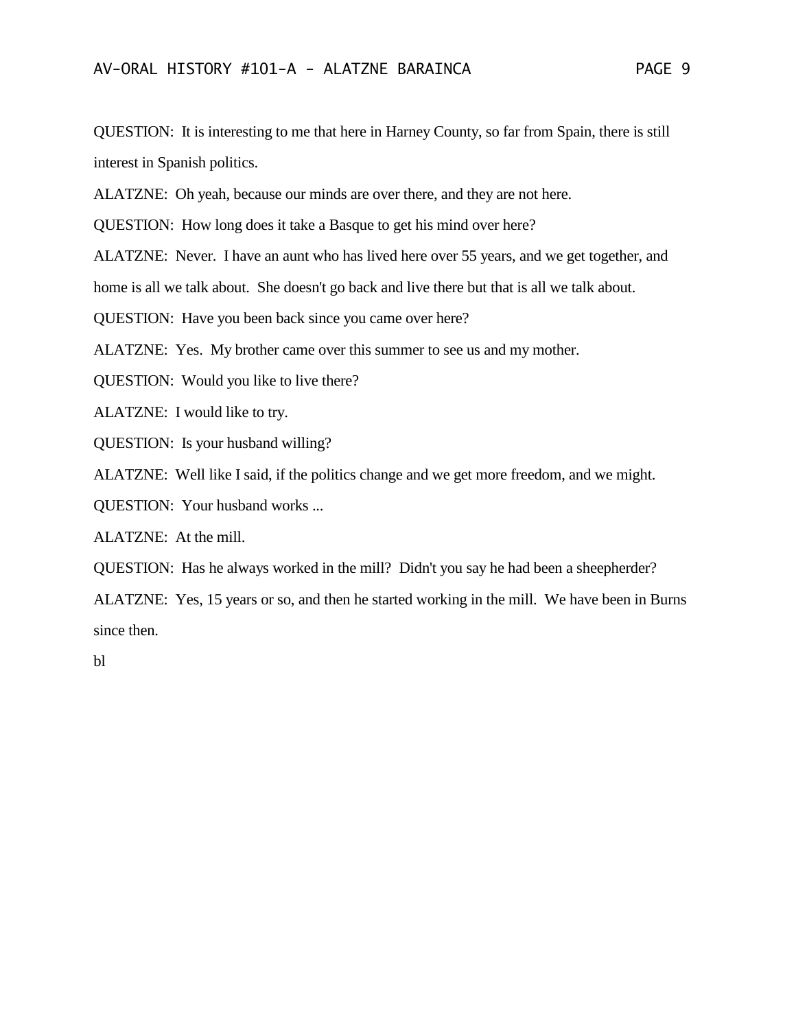QUESTION: It is interesting to me that here in Harney County, so far from Spain, there is still interest in Spanish politics.

ALATZNE: Oh yeah, because our minds are over there, and they are not here.

QUESTION: How long does it take a Basque to get his mind over here?

ALATZNE: Never. I have an aunt who has lived here over 55 years, and we get together, and home is all we talk about. She doesn't go back and live there but that is all we talk about.

QUESTION: Have you been back since you came over here?

ALATZNE: Yes. My brother came over this summer to see us and my mother.

QUESTION: Would you like to live there?

ALATZNE: I would like to try.

QUESTION: Is your husband willing?

ALATZNE: Well like I said, if the politics change and we get more freedom, and we might.

QUESTION: Your husband works ...

ALATZNE: At the mill.

QUESTION: Has he always worked in the mill? Didn't you say he had been a sheepherder?

ALATZNE: Yes, 15 years or so, and then he started working in the mill. We have been in Burns since then.

bl